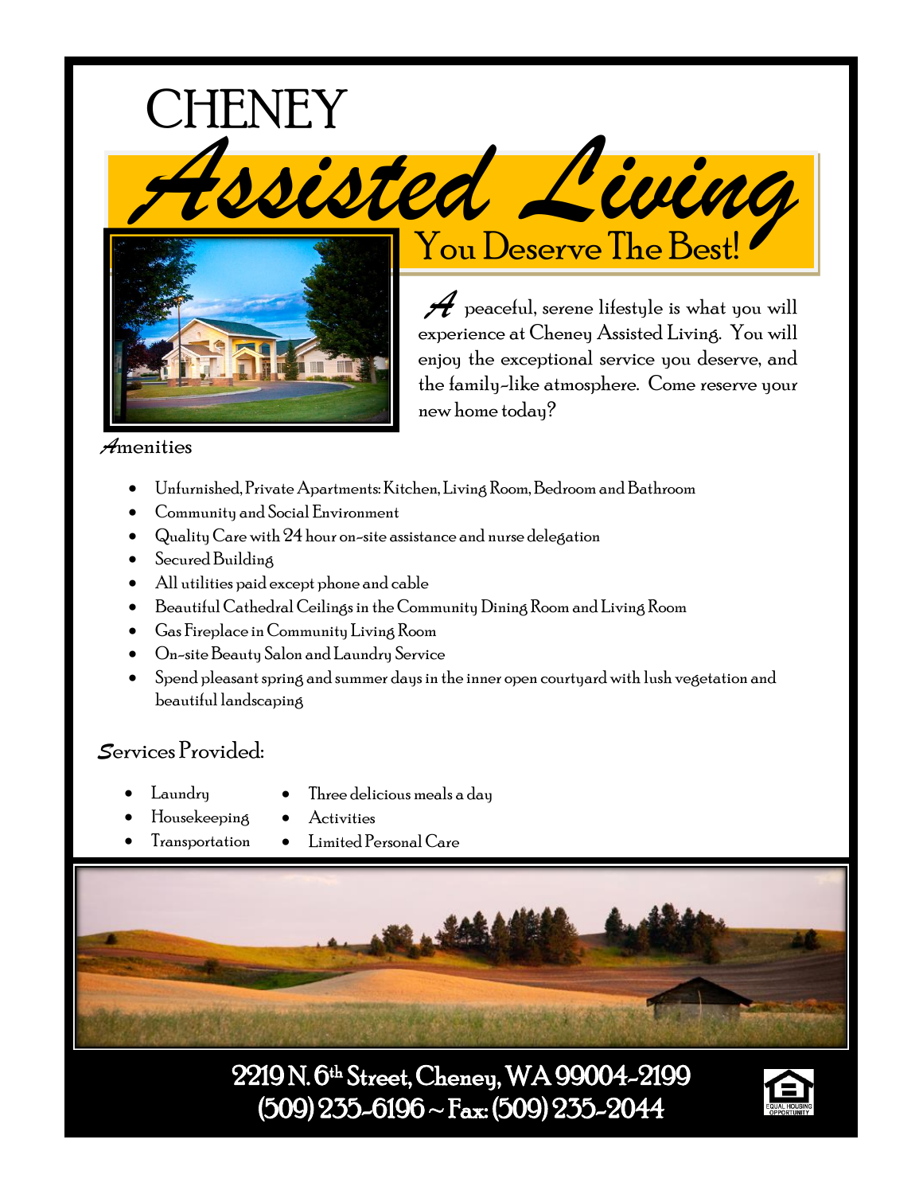# CHENEY Assisted Living

## You Deserve The Best!

A peaceful, serene lifestyle is what you will experience at Cheney Assisted Living. You will enjoy the exceptional service you deserve, and the family-like atmosphere. Come reserve your new home today?

### Amenities

- Unfurnished, Private Apartments: Kitchen, Living Room, Bedroom and Bathroom
- Community and Social Environment
- Quality Care with 24 hour on-site assistance and nurse delegation
- Secured Building
- All utilities paid except phone and cable
- Beautiful Cathedral Ceilings in the Community Dining Room and Living Room
- Gas Fireplace in Community Living Room
- On-site Beauty Salon and Laundry Service
- Spend pleasant spring and summer days in the inner open courtyard with lush vegetation and beautiful landscaping

### Services Provided:

- Laundry
- Housekeeping
- Transportation
- Three delicious meals a day
- Activities
- Limited Personal Care

**2219 N. 6th Street, Cheney, WA 99004-2199**
**(509) 235-6196 ~ Fax: (509) 235-2044**

EQUAL HOUSING OPPORTUNITY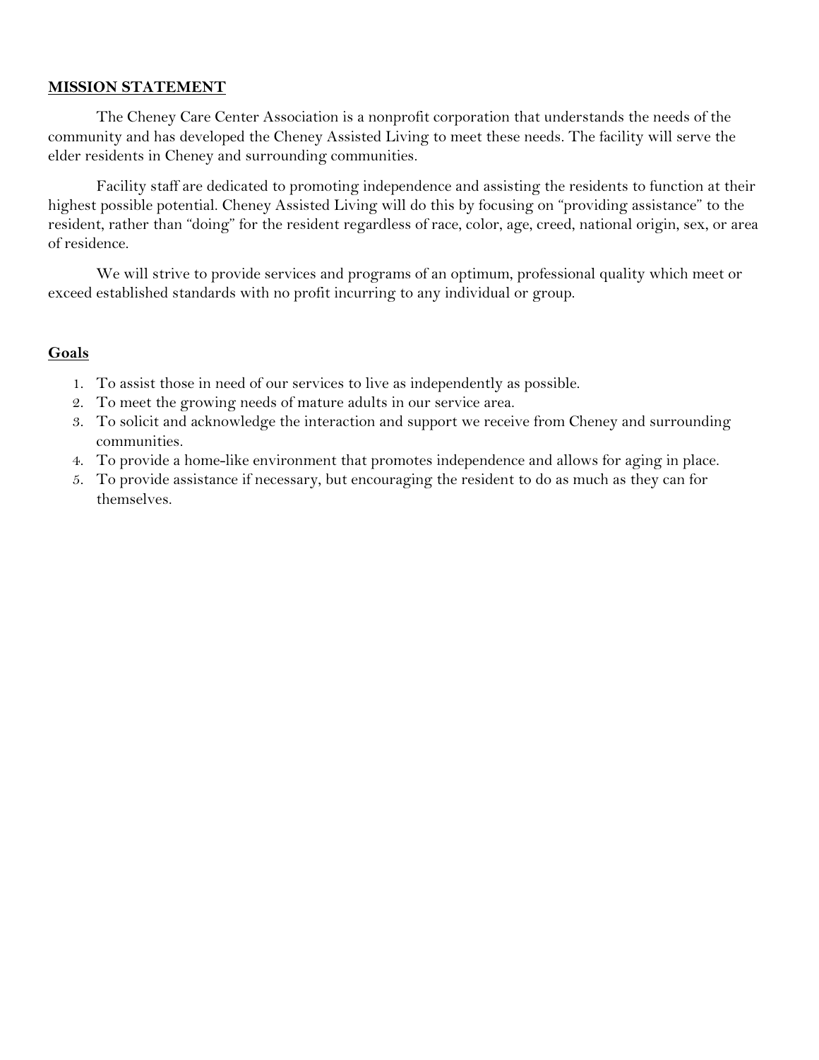## MISSION STATEMENT

The Cheney Care Center Association is a nonprofit corporation that understands the needs of the community and has developed the Cheney Assisted Living to meet these needs. The facility will serve the elder residents in Cheney and surrounding communities.

Facility staff are dedicated to promoting independence and assisting the residents to function at their highest possible potential. Cheney Assisted Living will do this by focusing on "providing assistance" to the resident, rather than "doing" for the resident regardless of race, color, age, creed, national origin, sex, or area of residence.

We will strive to provide services and programs of an optimum, professional quality which meet or exceed established standards with no profit incurring to any individual or group.

## Goals

1. To assist those in need of our services to live as independently as possible.
2. To meet the growing needs of mature adults in our service area.
3. To solicit and acknowledge the interaction and support we receive from Cheney and surrounding communities.
4. To provide a home-like environment that promotes independence and allows for aging in place.
5. To provide assistance if necessary, but encouraging the resident to do as much as they can for themselves.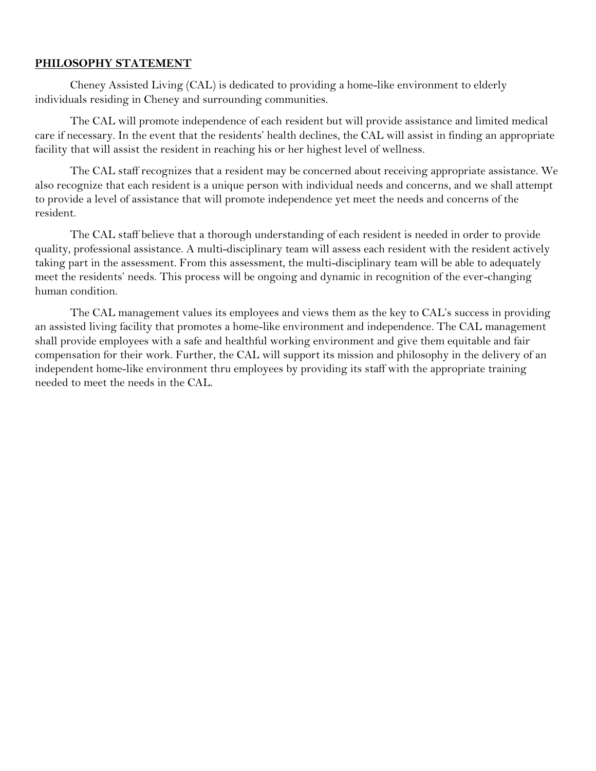## PHILOSOPHY STATEMENT

Cheney Assisted Living (CAL) is dedicated to providing a home-like environment to elderly individuals residing in Cheney and surrounding communities.

The CAL will promote independence of each resident but will provide assistance and limited medical care if necessary. In the event that the residents' health declines, the CAL will assist in finding an appropriate facility that will assist the resident in reaching his or her highest level of wellness.

The CAL staff recognizes that a resident may be concerned about receiving appropriate assistance. We also recognize that each resident is a unique person with individual needs and concerns, and we shall attempt to provide a level of assistance that will promote independence yet meet the needs and concerns of the resident.

The CAL staff believe that a thorough understanding of each resident is needed in order to provide quality, professional assistance. A multi-disciplinary team will assess each resident with the resident actively taking part in the assessment. From this assessment, the multi-disciplinary team will be able to adequately meet the residents' needs. This process will be ongoing and dynamic in recognition of the ever-changing human condition.

The CAL management values its employees and views them as the key to CAL's success in providing an assisted living facility that promotes a home-like environment and independence. The CAL management shall provide employees with a safe and healthful working environment and give them equitable and fair compensation for their work. Further, the CAL will support its mission and philosophy in the delivery of an independent home-like environment thru employees by providing its staff with the appropriate training needed to meet the needs in the CAL.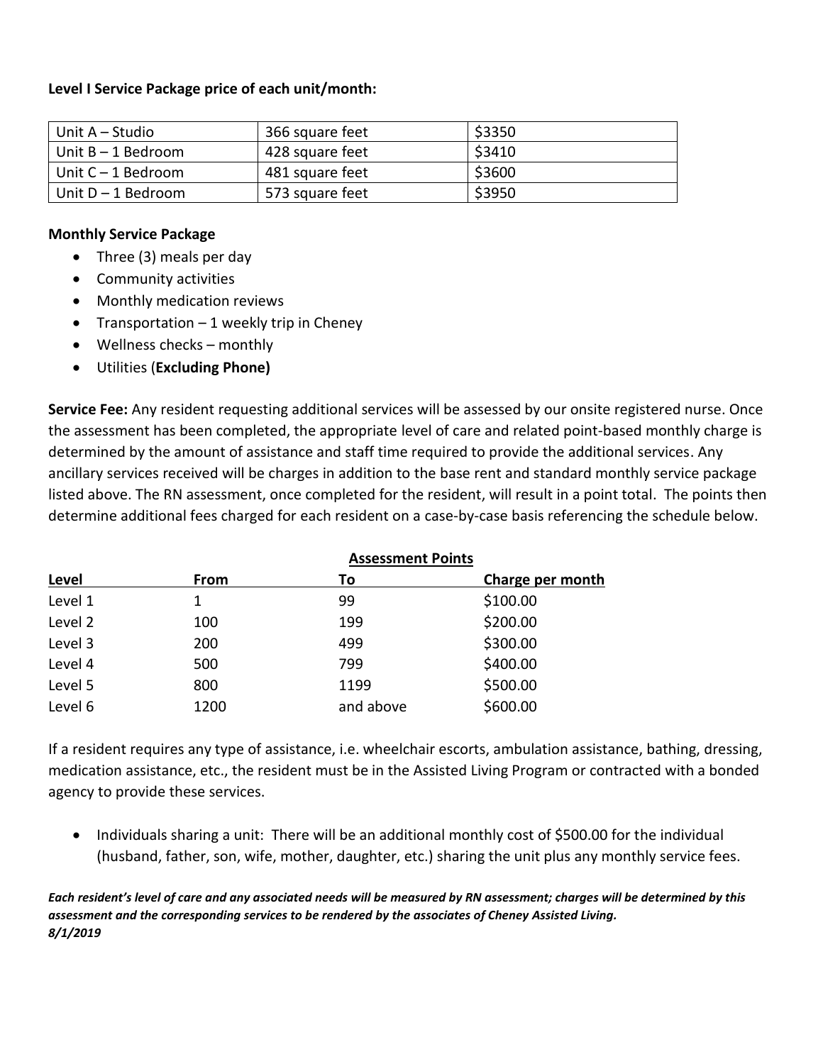**Level I Service Package price of each unit/month:**

| | | |
|---|---|---|
| Unit A – Studio | 366 square feet | $3350 |
| Unit B – 1 Bedroom | 428 square feet | $3410 |
| Unit C – 1 Bedroom | 481 square feet | $3600 |
| Unit D – 1 Bedroom | 573 square feet | $3950 |

**Monthly Service Package**

- Three (3) meals per day
- Community activities
- Monthly medication reviews
- Transportation – 1 weekly trip in Cheney
- Wellness checks – monthly
- Utilities (**Excluding Phone)**

**Service Fee:** Any resident requesting additional services will be assessed by our onsite registered nurse. Once the assessment has been completed, the appropriate level of care and related point-based monthly charge is determined by the amount of assistance and staff time required to provide the additional services. Any ancillary services received will be charges in addition to the base rent and standard monthly service package listed above. The RN assessment, once completed for the resident, will result in a point total. The points then determine additional fees charged for each resident on a case-by-case basis referencing the schedule below.

| | Assessment Points | | |
|---|---|---|---|
| **Level** | **From** | **To** | **Charge per month** |
| Level 1 | 1 | 99 | $100.00 |
| Level 2 | 100 | 199 | $200.00 |
| Level 3 | 200 | 499 | $300.00 |
| Level 4 | 500 | 799 | $400.00 |
| Level 5 | 800 | 1199 | $500.00 |
| Level 6 | 1200 | and above | $600.00 |

If a resident requires any type of assistance, i.e. wheelchair escorts, ambulation assistance, bathing, dressing, medication assistance, etc., the resident must be in the Assisted Living Program or contracted with a bonded agency to provide these services.

- Individuals sharing a unit: There will be an additional monthly cost of $500.00 for the individual (husband, father, son, wife, mother, daughter, etc.) sharing the unit plus any monthly service fees.

***Each resident's level of care and any associated needs will be measured by RN assessment; charges will be determined by this assessment and the corresponding services to be rendered by the associates of Cheney Assisted Living.***
***8/1/2019***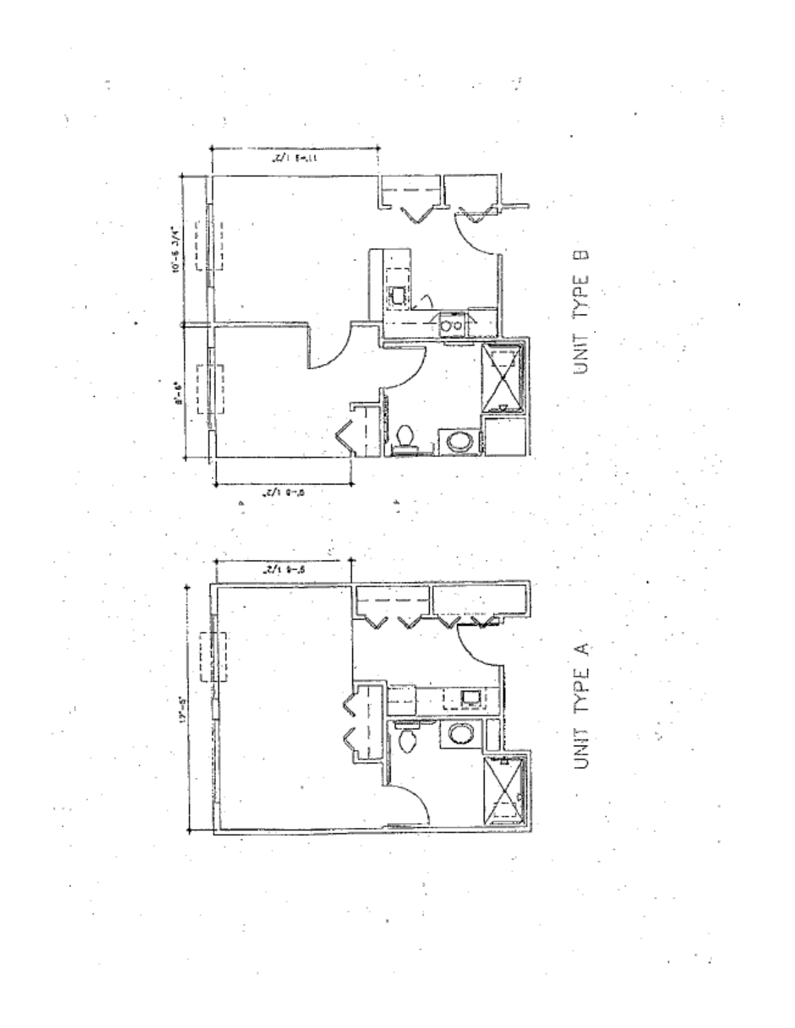UNIT TYPE B

10'-6 3/4"

8'-6"

11'-3 1/2"

9'-0 1/2"

UNIT TYPE A

17'-5"

9'-6 1/2"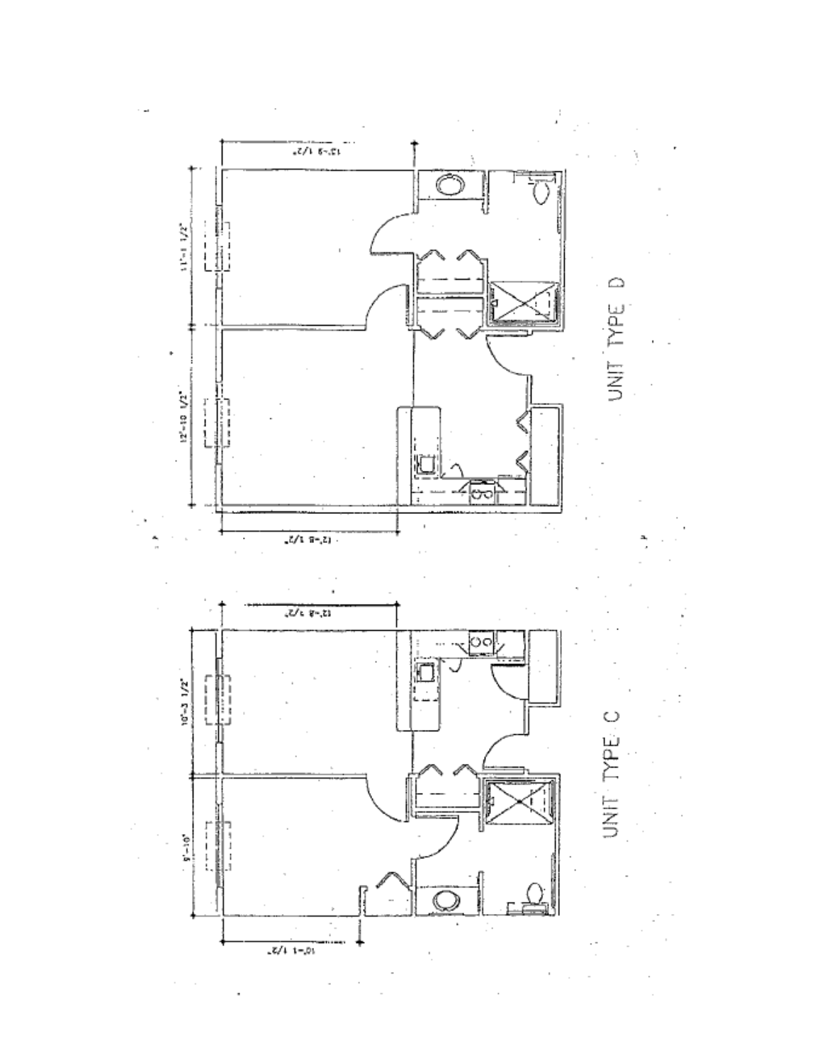UNIT TYPE D

12'-9 1/2"

11'-1 1/2"

12'-10 1/2"

12'-8 1/2"

UNIT TYPE C

12'-8 1/2"

10'-3 1/2"

9'-10"

10'-1 1/2"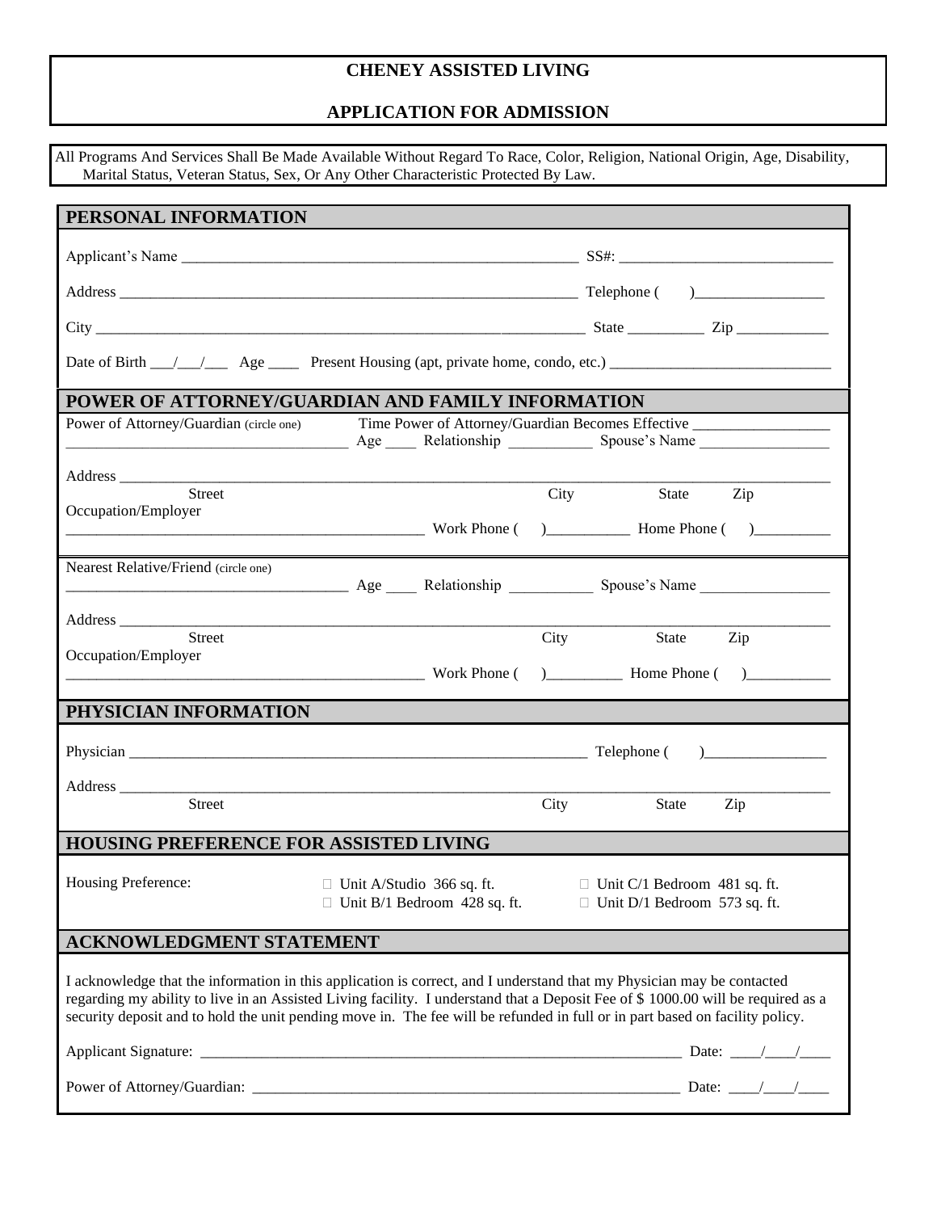# CHENEY ASSISTED LIVING

# APPLICATION FOR ADMISSION

All Programs And Services Shall Be Made Available Without Regard To Race, Color, Religion, National Origin, Age, Disability, Marital Status, Veteran Status, Sex, Or Any Other Characteristic Protected By Law.

## PERSONAL INFORMATION

Applicant's Name ______________________________________________________ SS#: ____________________________

Address _______________________________________________________________ Telephone ( )_________________

City _________________________________________________________________ State __________ Zip ____________

Date of Birth ___/___/___ Age ____ Present Housing (apt, private home, condo, etc.) ____________________________

## POWER OF ATTORNEY/GUARDIAN AND FAMILY INFORMATION

Power of Attorney/Guardian (circle one) Time Power of Attorney/Guardian Becomes Effective _________________

____________________________________ Age ____ Relationship ___________ Spouse's Name _________________

Address ____________________________________________________________________________________________

Street City State Zip

Occupation/Employer

_______________________________________________ Work Phone ( )___________ Home Phone ( )__________

Nearest Relative/Friend (circle one)

____________________________________ Age ____ Relationship ___________ Spouse's Name _________________

Address ____________________________________________________________________________________________

Street City State Zip

Occupation/Employer

_______________________________________________ Work Phone ( )__________ Home Phone ( )___________

## PHYSICIAN INFORMATION

Physician ______________________________________________________________ Telephone ( )________________

Address ____________________________________________________________________________________________

Street City State Zip

## HOUSING PREFERENCE FOR ASSISTED LIVING

Housing Preference:

- ☐ Unit A/Studio 366 sq. ft.
- ☐ Unit B/1 Bedroom 428 sq. ft.
- ☐ Unit C/1 Bedroom 481 sq. ft.
- ☐ Unit D/1 Bedroom 573 sq. ft.

## ACKNOWLEDGMENT STATEMENT

I acknowledge that the information in this application is correct, and I understand that my Physician may be contacted regarding my ability to live in an Assisted Living facility. I understand that a Deposit Fee of $ 1000.00 will be required as a security deposit and to hold the unit pending move in. The fee will be refunded in full or in part based on facility policy.

Applicant Signature: ___________________________________________________________________ Date: ____/____/____

Power of Attorney/Guardian: ____________________________________________________________ Date: ____/____/____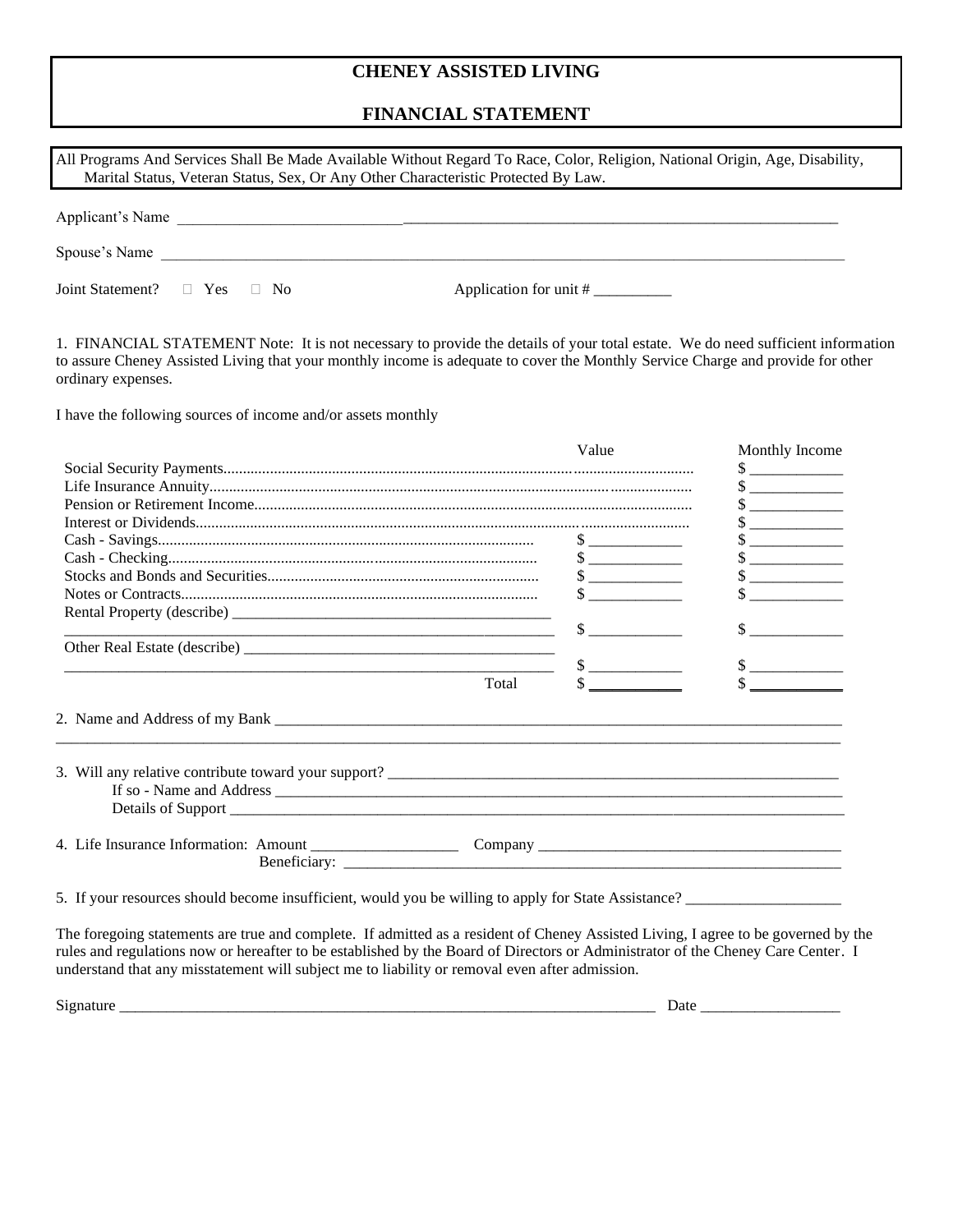# CHENEY ASSISTED LIVING

## FINANCIAL STATEMENT

All Programs And Services Shall Be Made Available Without Regard To Race, Color, Religion, National Origin, Age, Disability, Marital Status, Veteran Status, Sex, Or Any Other Characteristic Protected By Law.

Applicant's Name ___________________________________________________________________________________

Spouse's Name ___________________________________________________________________________________

Joint Statement? ☐ Yes ☐ No Application for unit # __________

1. FINANCIAL STATEMENT Note: It is not necessary to provide the details of your total estate. We do need sufficient information to assure Cheney Assisted Living that your monthly income is adequate to cover the Monthly Service Charge and provide for other ordinary expenses.

I have the following sources of income and/or assets monthly

| | Value | Monthly Income |
|---|---|---|
| Social Security Payments | | $ ___________ |
| Life Insurance Annuity | | $ ___________ |
| Pension or Retirement Income | | $ ___________ |
| Interest or Dividends | | $ ___________ |
| Cash - Savings | $ ___________ | $ ___________ |
| Cash - Checking | $ ___________ | $ ___________ |
| Stocks and Bonds and Securities | $ ___________ | $ ___________ |
| Notes or Contracts | $ ___________ | $ ___________ |
| Rental Property (describe) ________________________________________ | $ ___________ | $ ___________ |
| Other Real Estate (describe) ________________________________________ | $ ___________ | $ ___________ |
| Total | $ ___________ | $ ___________ |

2. Name and Address of my Bank ___________________________________________________________________________________

___________________________________________________________________________________

3. Will any relative contribute toward your support? ___________________________________________________________

If so - Name and Address ___________________________________________________________________________

Details of Support ___________________________________________________________________________

4. Life Insurance Information: Amount __________________ Company ______________________________________

Beneficiary: _________________________________________________________________

5. If your resources should become insufficient, would you be willing to apply for State Assistance? ____________________

The foregoing statements are true and complete. If admitted as a resident of Cheney Assisted Living, I agree to be governed by the rules and regulations now or hereafter to be established by the Board of Directors or Administrator of the Cheney Care Center. I understand that any misstatement will subject me to liability or removal even after admission.

Signature _______________________________________________________________________ Date __________________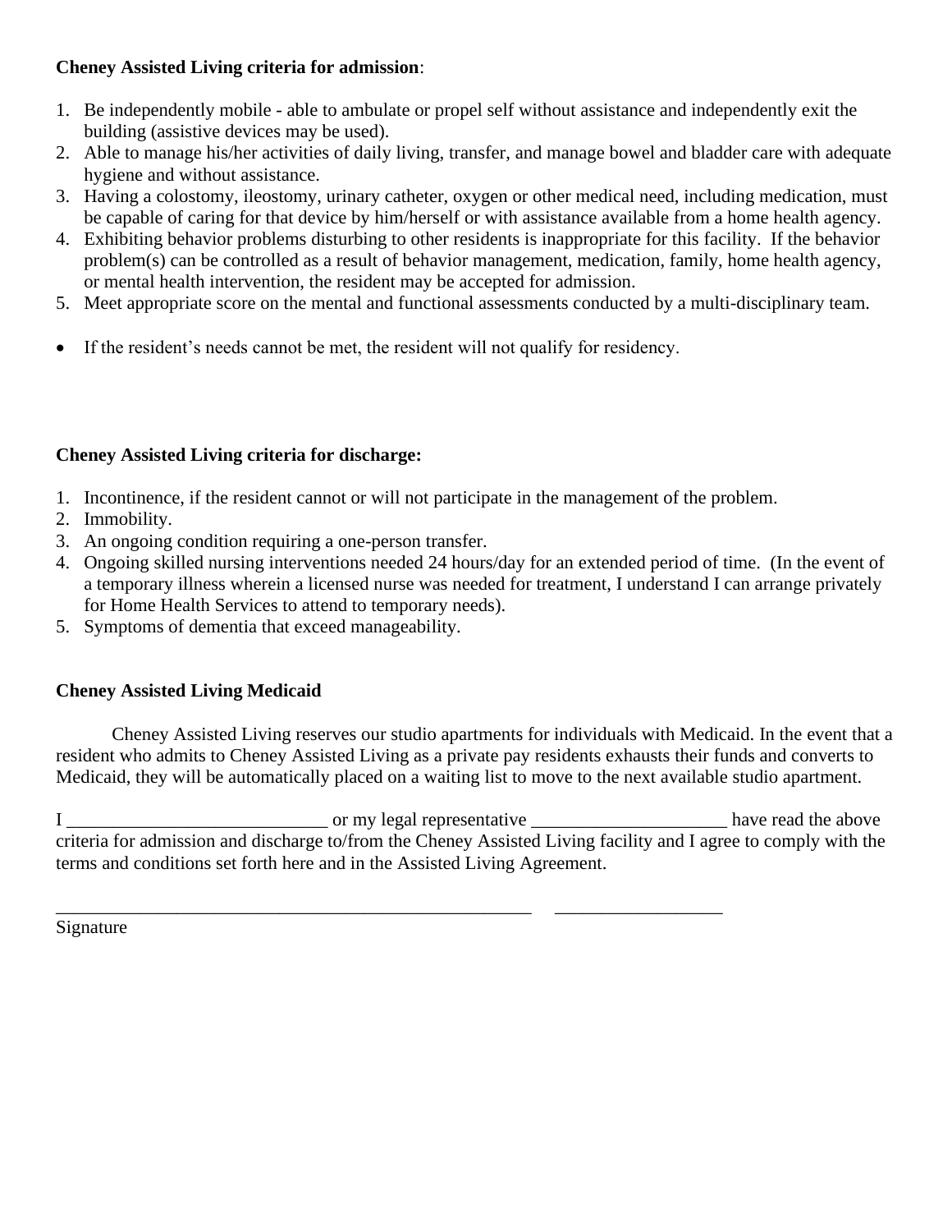**Cheney Assisted Living criteria for admission**:

1. Be independently mobile - able to ambulate or propel self without assistance and independently exit the building (assistive devices may be used).
2. Able to manage his/her activities of daily living, transfer, and manage bowel and bladder care with adequate hygiene and without assistance.
3. Having a colostomy, ileostomy, urinary catheter, oxygen or other medical need, including medication, must be capable of caring for that device by him/herself or with assistance available from a home health agency.
4. Exhibiting behavior problems disturbing to other residents is inappropriate for this facility. If the behavior problem(s) can be controlled as a result of behavior management, medication, family, home health agency, or mental health intervention, the resident may be accepted for admission.
5. Meet appropriate score on the mental and functional assessments conducted by a multi-disciplinary team.

- If the resident's needs cannot be met, the resident will not qualify for residency.

**Cheney Assisted Living criteria for discharge:**

1. Incontinence, if the resident cannot or will not participate in the management of the problem.
2. Immobility.
3. An ongoing condition requiring a one-person transfer.
4. Ongoing skilled nursing interventions needed 24 hours/day for an extended period of time. (In the event of a temporary illness wherein a licensed nurse was needed for treatment, I understand I can arrange privately for Home Health Services to attend to temporary needs).
5. Symptoms of dementia that exceed manageability.

**Cheney Assisted Living Medicaid**

Cheney Assisted Living reserves our studio apartments for individuals with Medicaid. In the event that a resident who admits to Cheney Assisted Living as a private pay residents exhausts their funds and converts to Medicaid, they will be automatically placed on a waiting list to move to the next available studio apartment.

I ___________________________ or my legal representative _____________________ have read the above criteria for admission and discharge to/from the Cheney Assisted Living facility and I agree to comply with the terms and conditions set forth here and in the Assisted Living Agreement.

_____________________________________________________ __________________

Signature